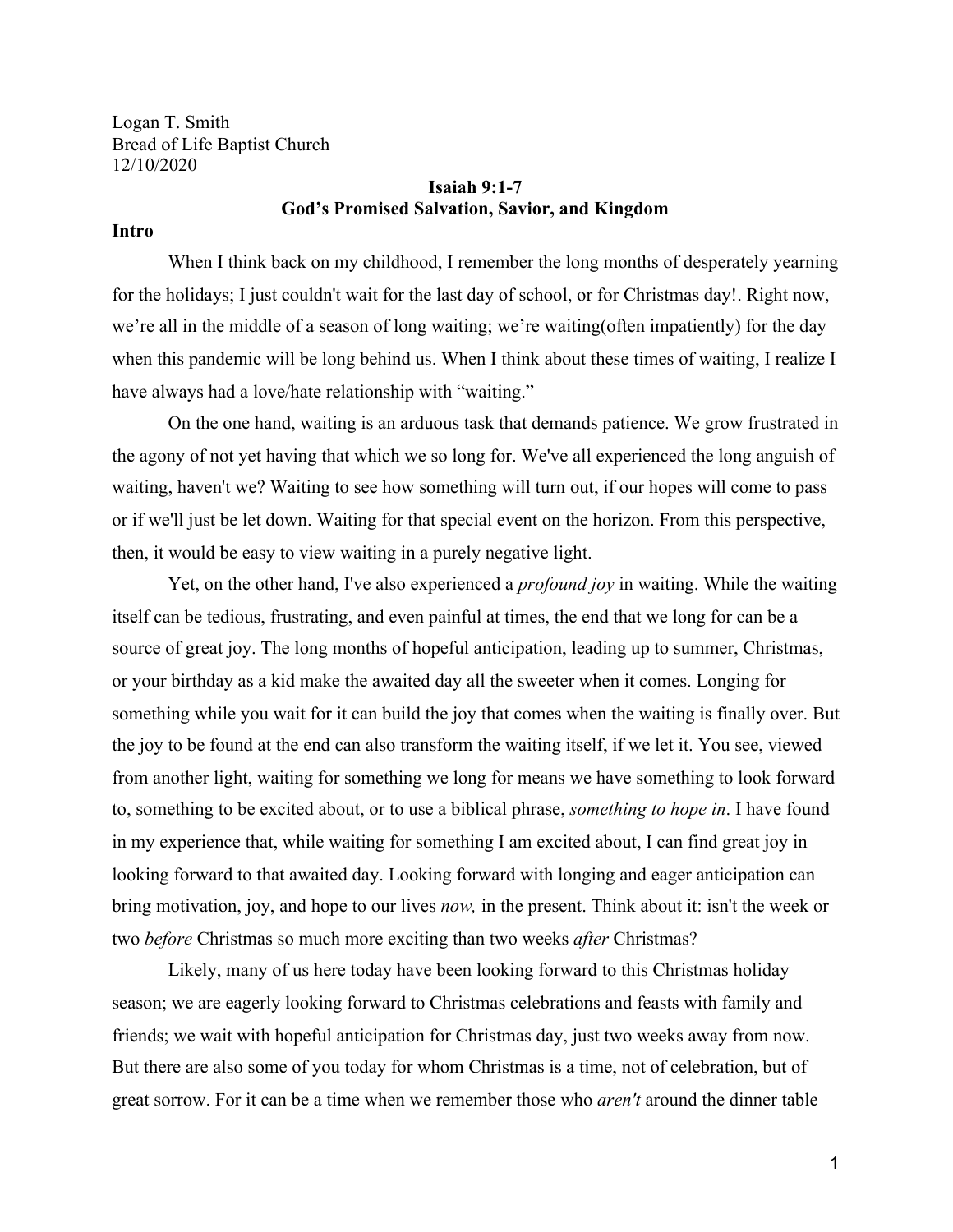Logan T. Smith
Bread of Life Baptist Church
12/10/2020

**Isaiah 9:1-7**
**God's Promised Salvation, Savior, and Kingdom**

**Intro**

When I think back on my childhood, I remember the long months of desperately yearning for the holidays; I just couldn't wait for the last day of school, or for Christmas day!. Right now, we're all in the middle of a season of long waiting; we're waiting(often impatiently) for the day when this pandemic will be long behind us. When I think about these times of waiting, I realize I have always had a love/hate relationship with "waiting."

On the one hand, waiting is an arduous task that demands patience. We grow frustrated in the agony of not yet having that which we so long for. We've all experienced the long anguish of waiting, haven't we? Waiting to see how something will turn out, if our hopes will come to pass or if we'll just be let down. Waiting for that special event on the horizon. From this perspective, then, it would be easy to view waiting in a purely negative light.

Yet, on the other hand, I've also experienced a *profound joy* in waiting. While the waiting itself can be tedious, frustrating, and even painful at times, the end that we long for can be a source of great joy. The long months of hopeful anticipation, leading up to summer, Christmas, or your birthday as a kid make the awaited day all the sweeter when it comes. Longing for something while you wait for it can build the joy that comes when the waiting is finally over. But the joy to be found at the end can also transform the waiting itself, if we let it. You see, viewed from another light, waiting for something we long for means we have something to look forward to, something to be excited about, or to use a biblical phrase, *something to hope in*. I have found in my experience that, while waiting for something I am excited about, I can find great joy in looking forward to that awaited day. Looking forward with longing and eager anticipation can bring motivation, joy, and hope to our lives *now,* in the present. Think about it: isn't the week or two *before* Christmas so much more exciting than two weeks *after* Christmas?

Likely, many of us here today have been looking forward to this Christmas holiday season; we are eagerly looking forward to Christmas celebrations and feasts with family and friends; we wait with hopeful anticipation for Christmas day, just two weeks away from now. But there are also some of you today for whom Christmas is a time, not of celebration, but of great sorrow. For it can be a time when we remember those who *aren't* around the dinner table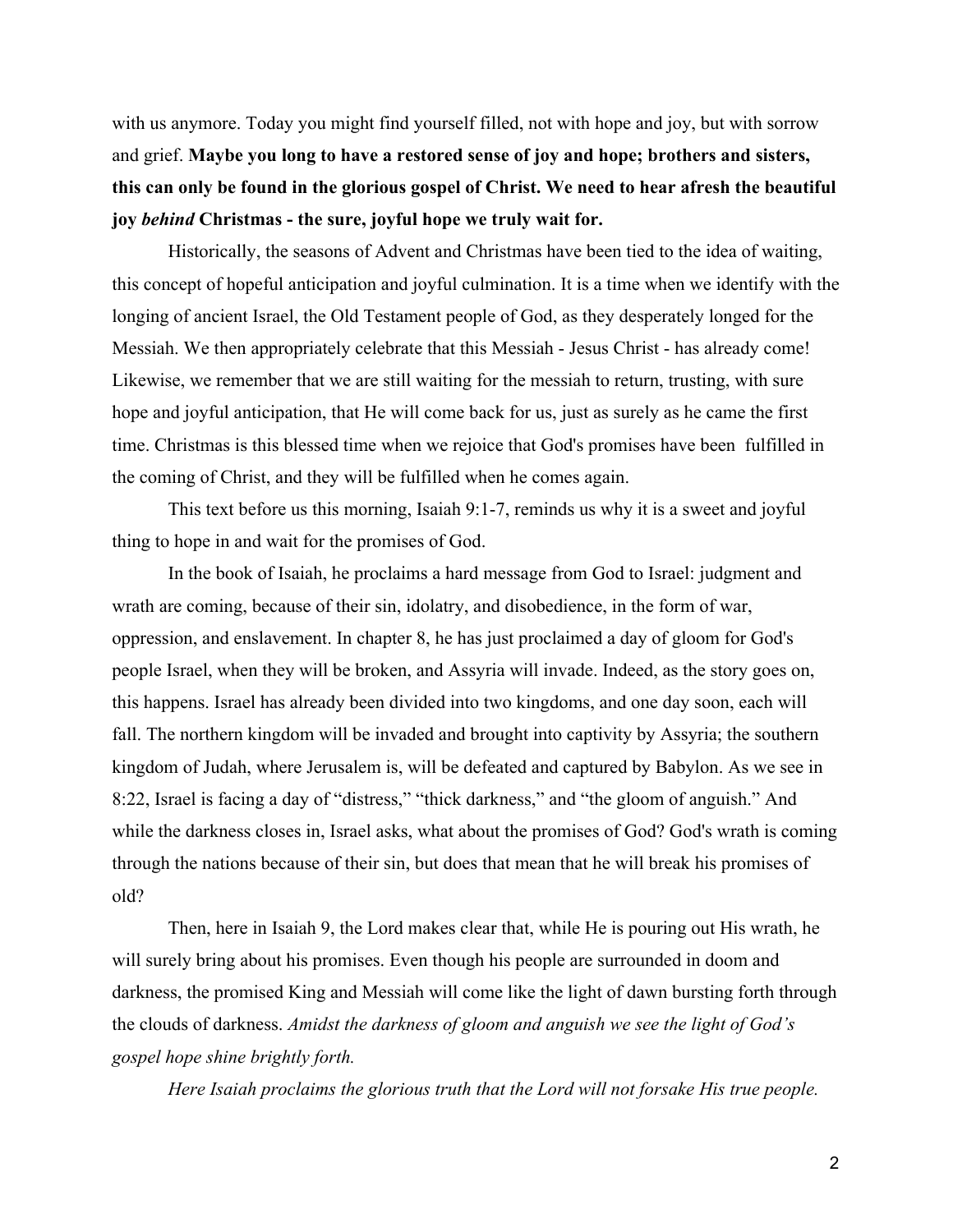with us anymore. Today you might find yourself filled, not with hope and joy, but with sorrow and grief. **Maybe you long to have a restored sense of joy and hope; brothers and sisters, this can only be found in the glorious gospel of Christ. We need to hear afresh the beautiful joy *behind* Christmas - the sure, joyful hope we truly wait for.**

Historically, the seasons of Advent and Christmas have been tied to the idea of waiting, this concept of hopeful anticipation and joyful culmination. It is a time when we identify with the longing of ancient Israel, the Old Testament people of God, as they desperately longed for the Messiah. We then appropriately celebrate that this Messiah - Jesus Christ - has already come! Likewise, we remember that we are still waiting for the messiah to return, trusting, with sure hope and joyful anticipation, that He will come back for us, just as surely as he came the first time. Christmas is this blessed time when we rejoice that God's promises have been fulfilled in the coming of Christ, and they will be fulfilled when he comes again.

This text before us this morning, Isaiah 9:1-7, reminds us why it is a sweet and joyful thing to hope in and wait for the promises of God.

In the book of Isaiah, he proclaims a hard message from God to Israel: judgment and wrath are coming, because of their sin, idolatry, and disobedience, in the form of war, oppression, and enslavement. In chapter 8, he has just proclaimed a day of gloom for God's people Israel, when they will be broken, and Assyria will invade. Indeed, as the story goes on, this happens. Israel has already been divided into two kingdoms, and one day soon, each will fall. The northern kingdom will be invaded and brought into captivity by Assyria; the southern kingdom of Judah, where Jerusalem is, will be defeated and captured by Babylon. As we see in 8:22, Israel is facing a day of "distress," "thick darkness," and "the gloom of anguish." And while the darkness closes in, Israel asks, what about the promises of God? God's wrath is coming through the nations because of their sin, but does that mean that he will break his promises of old?

Then, here in Isaiah 9, the Lord makes clear that, while He is pouring out His wrath, he will surely bring about his promises. Even though his people are surrounded in doom and darkness, the promised King and Messiah will come like the light of dawn bursting forth through the clouds of darkness. *Amidst the darkness of gloom and anguish we see the light of God's gospel hope shine brightly forth.*

*Here Isaiah proclaims the glorious truth that the Lord will not forsake His true people.*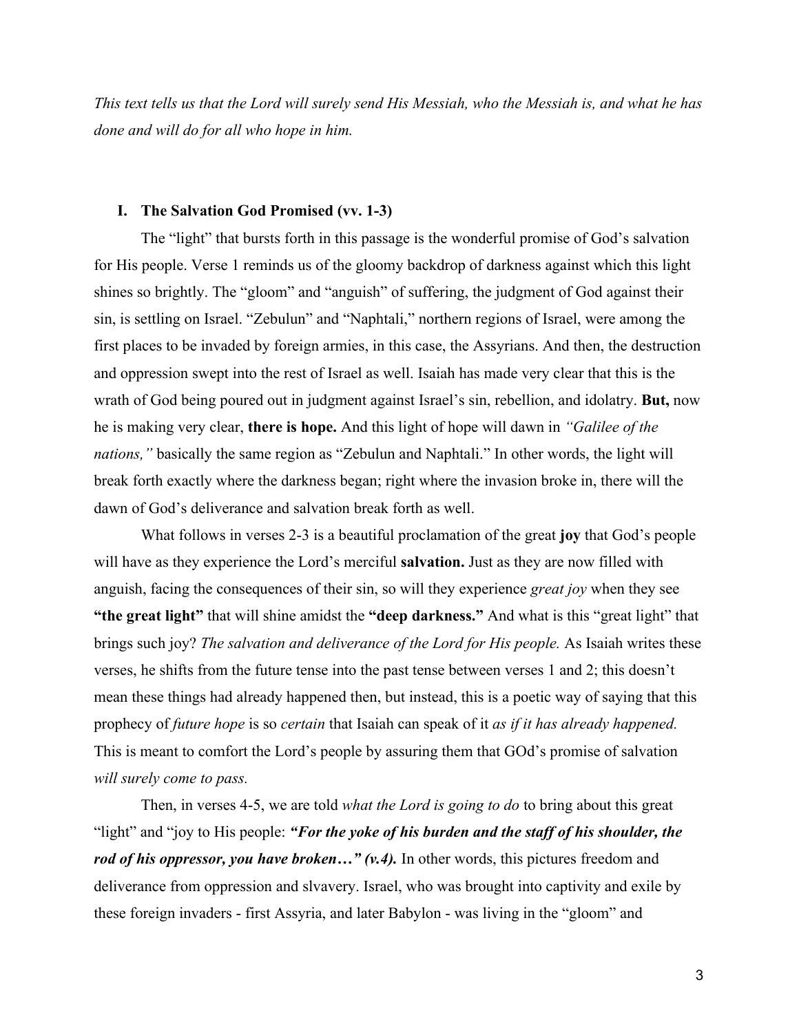*This text tells us that the Lord will surely send His Messiah, who the Messiah is, and what he has done and will do for all who hope in him.*

## I. The Salvation God Promised (vv. 1-3)

The "light" that bursts forth in this passage is the wonderful promise of God's salvation for His people. Verse 1 reminds us of the gloomy backdrop of darkness against which this light shines so brightly. The "gloom" and "anguish" of suffering, the judgment of God against their sin, is settling on Israel. "Zebulun" and "Naphtali," northern regions of Israel, were among the first places to be invaded by foreign armies, in this case, the Assyrians. And then, the destruction and oppression swept into the rest of Israel as well. Isaiah has made very clear that this is the wrath of God being poured out in judgment against Israel's sin, rebellion, and idolatry. **But,** now he is making very clear, **there is hope.** And this light of hope will dawn in *"Galilee of the nations,"* basically the same region as "Zebulun and Naphtali." In other words, the light will break forth exactly where the darkness began; right where the invasion broke in, there will the dawn of God's deliverance and salvation break forth as well.

What follows in verses 2-3 is a beautiful proclamation of the great **joy** that God's people will have as they experience the Lord's merciful **salvation.** Just as they are now filled with anguish, facing the consequences of their sin, so will they experience *great joy* when they see **"the great light"** that will shine amidst the **"deep darkness."** And what is this "great light" that brings such joy? *The salvation and deliverance of the Lord for His people.* As Isaiah writes these verses, he shifts from the future tense into the past tense between verses 1 and 2; this doesn't mean these things had already happened then, but instead, this is a poetic way of saying that this prophecy of *future hope* is so *certain* that Isaiah can speak of it *as if it has already happened.* This is meant to comfort the Lord's people by assuring them that GOd's promise of salvation *will surely come to pass.*

Then, in verses 4-5, we are told *what the Lord is going to do* to bring about this great "light" and "joy to His people: ***"For the yoke of his burden and the staff of his shoulder, the rod of his oppressor, you have broken…" (v.4).*** In other words, this pictures freedom and deliverance from oppression and slvavery. Israel, who was brought into captivity and exile by these foreign invaders - first Assyria, and later Babylon - was living in the "gloom" and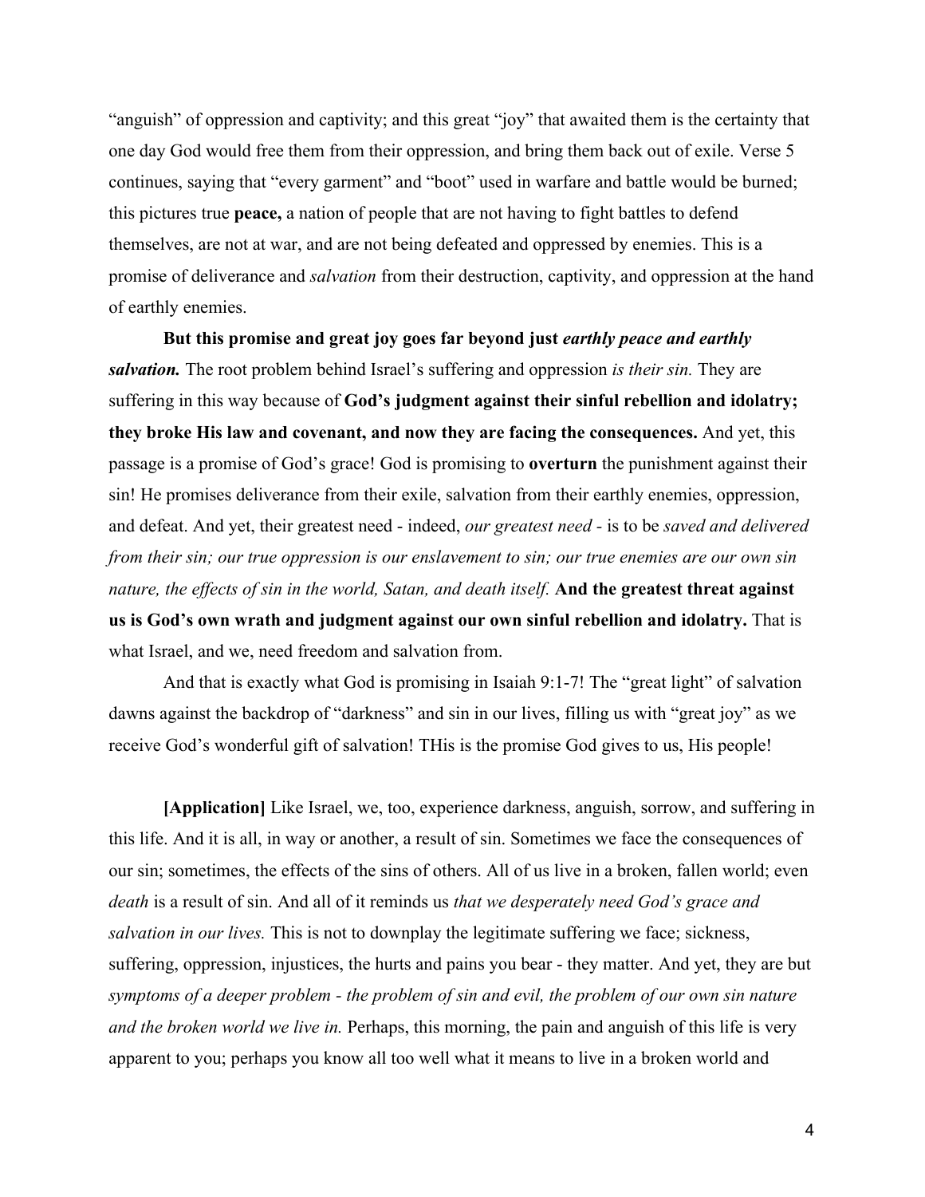"anguish" of oppression and captivity; and this great "joy" that awaited them is the certainty that one day God would free them from their oppression, and bring them back out of exile. Verse 5 continues, saying that "every garment" and "boot" used in warfare and battle would be burned; this pictures true **peace,** a nation of people that are not having to fight battles to defend themselves, are not at war, and are not being defeated and oppressed by enemies. This is a promise of deliverance and *salvation* from their destruction, captivity, and oppression at the hand of earthly enemies.

**But this promise and great joy goes far beyond just *earthly peace and earthly salvation.*** The root problem behind Israel's suffering and oppression *is their sin.* They are suffering in this way because of **God's judgment against their sinful rebellion and idolatry; they broke His law and covenant, and now they are facing the consequences.** And yet, this passage is a promise of God's grace! God is promising to **overturn** the punishment against their sin! He promises deliverance from their exile, salvation from their earthly enemies, oppression, and defeat. And yet, their greatest need - indeed, *our greatest need* - is to be *saved and delivered from their sin; our true oppression is our enslavement to sin; our true enemies are our own sin nature, the effects of sin in the world, Satan, and death itself.* **And the greatest threat against us is God's own wrath and judgment against our own sinful rebellion and idolatry.** That is what Israel, and we, need freedom and salvation from.

And that is exactly what God is promising in Isaiah 9:1-7! The "great light" of salvation dawns against the backdrop of "darkness" and sin in our lives, filling us with "great joy" as we receive God's wonderful gift of salvation! THis is the promise God gives to us, His people!

**[Application]** Like Israel, we, too, experience darkness, anguish, sorrow, and suffering in this life. And it is all, in way or another, a result of sin. Sometimes we face the consequences of our sin; sometimes, the effects of the sins of others. All of us live in a broken, fallen world; even *death* is a result of sin. And all of it reminds us *that we desperately need God's grace and salvation in our lives.* This is not to downplay the legitimate suffering we face; sickness, suffering, oppression, injustices, the hurts and pains you bear - they matter. And yet, they are but *symptoms of a deeper problem - the problem of sin and evil, the problem of our own sin nature and the broken world we live in.* Perhaps, this morning, the pain and anguish of this life is very apparent to you; perhaps you know all too well what it means to live in a broken world and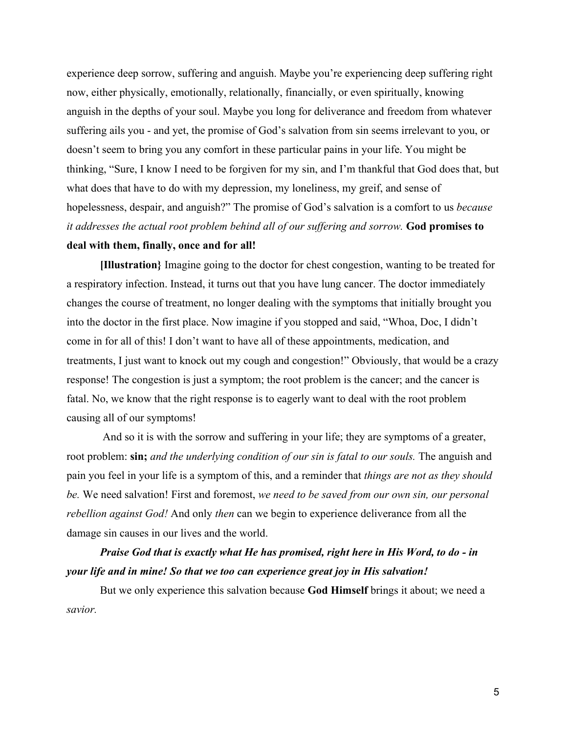experience deep sorrow, suffering and anguish. Maybe you're experiencing deep suffering right now, either physically, emotionally, relationally, financially, or even spiritually, knowing anguish in the depths of your soul. Maybe you long for deliverance and freedom from whatever suffering ails you - and yet, the promise of God's salvation from sin seems irrelevant to you, or doesn't seem to bring you any comfort in these particular pains in your life. You might be thinking, "Sure, I know I need to be forgiven for my sin, and I'm thankful that God does that, but what does that have to do with my depression, my loneliness, my greif, and sense of hopelessness, despair, and anguish?" The promise of God's salvation is a comfort to us *because it addresses the actual root problem behind all of our suffering and sorrow.* **God promises to deal with them, finally, once and for all!**

**[Illustration}** Imagine going to the doctor for chest congestion, wanting to be treated for a respiratory infection. Instead, it turns out that you have lung cancer. The doctor immediately changes the course of treatment, no longer dealing with the symptoms that initially brought you into the doctor in the first place. Now imagine if you stopped and said, "Whoa, Doc, I didn't come in for all of this! I don't want to have all of these appointments, medication, and treatments, I just want to knock out my cough and congestion!" Obviously, that would be a crazy response! The congestion is just a symptom; the root problem is the cancer; and the cancer is fatal. No, we know that the right response is to eagerly want to deal with the root problem causing all of our symptoms!

And so it is with the sorrow and suffering in your life; they are symptoms of a greater, root problem: **sin;** *and the underlying condition of our sin is fatal to our souls.* The anguish and pain you feel in your life is a symptom of this, and a reminder that *things are not as they should be.* We need salvation! First and foremost, *we need to be saved from our own sin, our personal rebellion against God!* And only *then* can we begin to experience deliverance from all the damage sin causes in our lives and the world.

***Praise God that is exactly what He has promised, right here in His Word, to do - in your life and in mine! So that we too can experience great joy in His salvation!***

But we only experience this salvation because **God Himself** brings it about; we need a *savior.*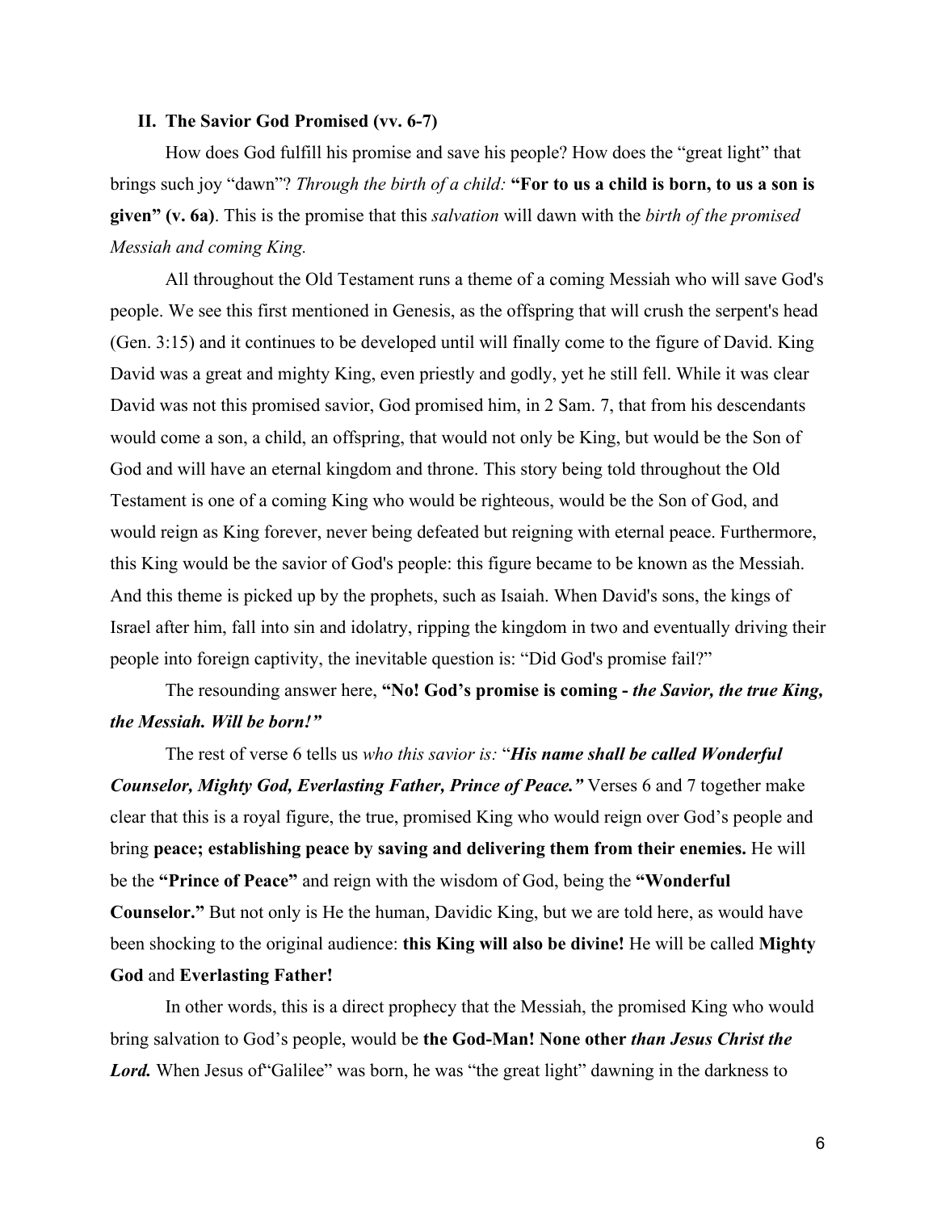## II. The Savior God Promised (vv. 6-7)

How does God fulfill his promise and save his people? How does the "great light" that brings such joy "dawn"? *Through the birth of a child:* **"For to us a child is born, to us a son is given" (v. 6a)**. This is the promise that this *salvation* will dawn with the *birth of the promised Messiah and coming King.*

All throughout the Old Testament runs a theme of a coming Messiah who will save God's people. We see this first mentioned in Genesis, as the offspring that will crush the serpent's head (Gen. 3:15) and it continues to be developed until will finally come to the figure of David. King David was a great and mighty King, even priestly and godly, yet he still fell. While it was clear David was not this promised savior, God promised him, in 2 Sam. 7, that from his descendants would come a son, a child, an offspring, that would not only be King, but would be the Son of God and will have an eternal kingdom and throne. This story being told throughout the Old Testament is one of a coming King who would be righteous, would be the Son of God, and would reign as King forever, never being defeated but reigning with eternal peace. Furthermore, this King would be the savior of God's people: this figure became to be known as the Messiah. And this theme is picked up by the prophets, such as Isaiah. When David's sons, the kings of Israel after him, fall into sin and idolatry, ripping the kingdom in two and eventually driving their people into foreign captivity, the inevitable question is: "Did God's promise fail?"

The resounding answer here, **"No! God's promise is coming -** ***the Savior, the true King, the Messiah. Will be born!"***

The rest of verse 6 tells us *who this savior is:* "***His name shall be called Wonderful Counselor, Mighty God, Everlasting Father, Prince of Peace."*** Verses 6 and 7 together make clear that this is a royal figure, the true, promised King who would reign over God's people and bring **peace; establishing peace by saving and delivering them from their enemies.** He will be the **"Prince of Peace"** and reign with the wisdom of God, being the **"Wonderful Counselor."** But not only is He the human, Davidic King, but we are told here, as would have been shocking to the original audience: **this King will also be divine!** He will be called **Mighty God** and **Everlasting Father!**

In other words, this is a direct prophecy that the Messiah, the promised King who would bring salvation to God's people, would be **the God-Man! None other** ***than Jesus Christ the Lord.*** When Jesus of"Galilee" was born, he was "the great light" dawning in the darkness to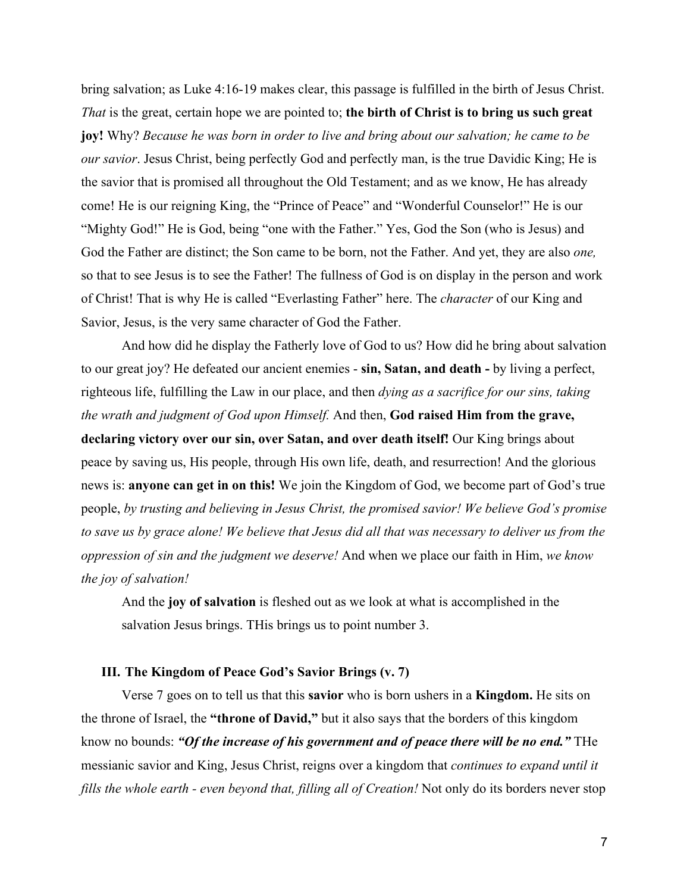bring salvation; as Luke 4:16-19 makes clear, this passage is fulfilled in the birth of Jesus Christ. *That* is the great, certain hope we are pointed to; **the birth of Christ is to bring us such great joy!** Why? *Because he was born in order to live and bring about our salvation; he came to be our savior*. Jesus Christ, being perfectly God and perfectly man, is the true Davidic King; He is the savior that is promised all throughout the Old Testament; and as we know, He has already come! He is our reigning King, the "Prince of Peace" and "Wonderful Counselor!" He is our "Mighty God!" He is God, being "one with the Father." Yes, God the Son (who is Jesus) and God the Father are distinct; the Son came to be born, not the Father. And yet, they are also *one,* so that to see Jesus is to see the Father! The fullness of God is on display in the person and work of Christ! That is why He is called "Everlasting Father" here. The *character* of our King and Savior, Jesus, is the very same character of God the Father.

And how did he display the Fatherly love of God to us? How did he bring about salvation to our great joy? He defeated our ancient enemies - **sin, Satan, and death -** by living a perfect, righteous life, fulfilling the Law in our place, and then *dying as a sacrifice for our sins, taking the wrath and judgment of God upon Himself.* And then, **God raised Him from the grave, declaring victory over our sin, over Satan, and over death itself!** Our King brings about peace by saving us, His people, through His own life, death, and resurrection! And the glorious news is: **anyone can get in on this!** We join the Kingdom of God, we become part of God's true people, *by trusting and believing in Jesus Christ, the promised savior! We believe God's promise to save us by grace alone! We believe that Jesus did all that was necessary to deliver us from the oppression of sin and the judgment we deserve!* And when we place our faith in Him, *we know the joy of salvation!*

And the **joy of salvation** is fleshed out as we look at what is accomplished in the salvation Jesus brings. THis brings us to point number 3.

### III. The Kingdom of Peace God's Savior Brings (v. 7)

Verse 7 goes on to tell us that this **savior** who is born ushers in a **Kingdom.** He sits on the throne of Israel, the **"throne of David,"** but it also says that the borders of this kingdom know no bounds: ***"Of the increase of his government and of peace there will be no end."*** THe messianic savior and King, Jesus Christ, reigns over a kingdom that *continues to expand until it fills the whole earth - even beyond that, filling all of Creation!* Not only do its borders never stop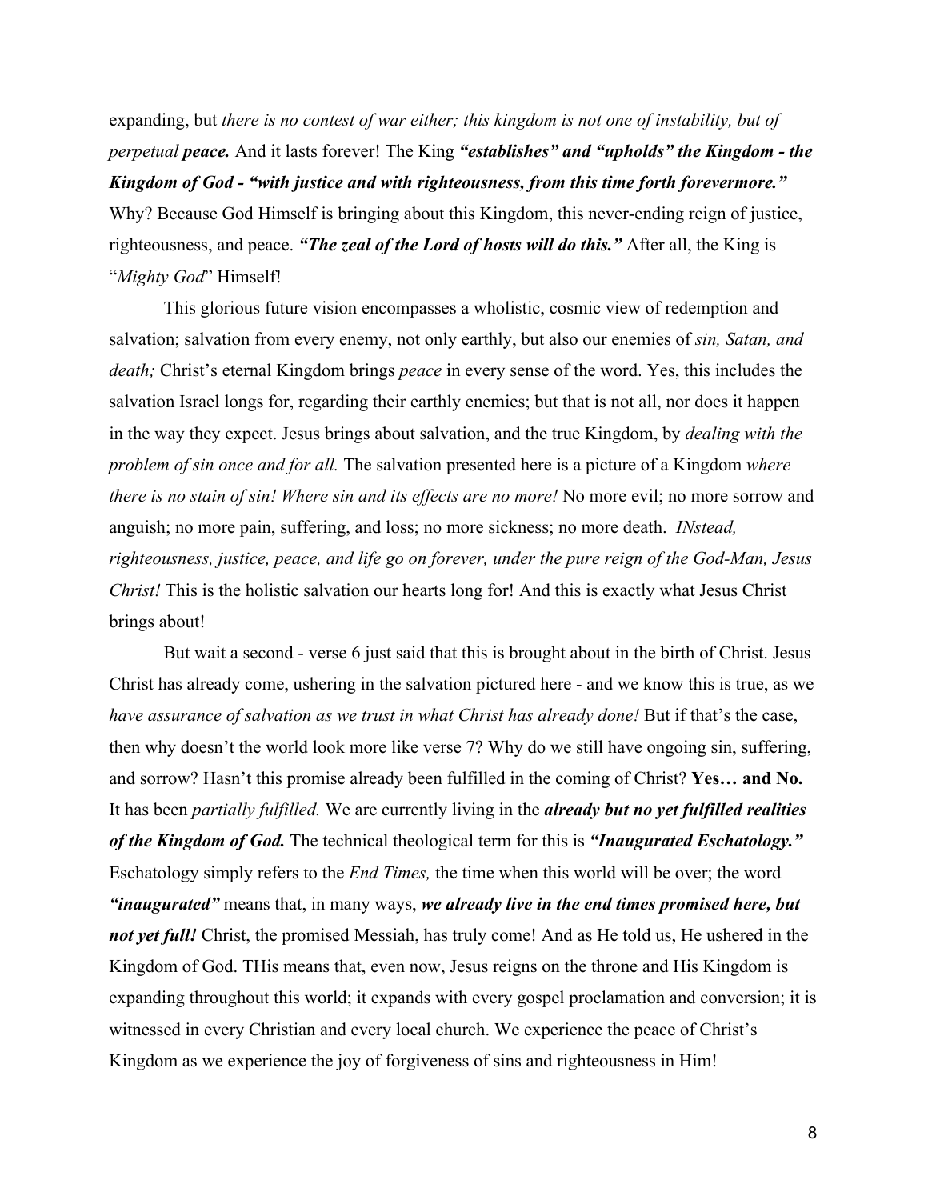expanding, but *there is no contest of war either; this kingdom is not one of instability, but of perpetual* ***peace.*** And it lasts forever! The King ***"establishes" and "upholds" the Kingdom - the Kingdom of God - "with justice and with righteousness, from this time forth forevermore."*** Why? Because God Himself is bringing about this Kingdom, this never-ending reign of justice, righteousness, and peace. ***"The zeal of the Lord of hosts will do this."*** After all, the King is "*Mighty God*" Himself!

This glorious future vision encompasses a wholistic, cosmic view of redemption and salvation; salvation from every enemy, not only earthly, but also our enemies of *sin, Satan, and death;* Christ's eternal Kingdom brings *peace* in every sense of the word. Yes, this includes the salvation Israel longs for, regarding their earthly enemies; but that is not all, nor does it happen in the way they expect. Jesus brings about salvation, and the true Kingdom, by *dealing with the problem of sin once and for all.* The salvation presented here is a picture of a Kingdom *where there is no stain of sin! Where sin and its effects are no more!* No more evil; no more sorrow and anguish; no more pain, suffering, and loss; no more sickness; no more death. *INstead, righteousness, justice, peace, and life go on forever, under the pure reign of the God-Man, Jesus Christ!* This is the holistic salvation our hearts long for! And this is exactly what Jesus Christ brings about!

But wait a second - verse 6 just said that this is brought about in the birth of Christ. Jesus Christ has already come, ushering in the salvation pictured here - and we know this is true, as we *have assurance of salvation as we trust in what Christ has already done!* But if that's the case, then why doesn't the world look more like verse 7? Why do we still have ongoing sin, suffering, and sorrow? Hasn't this promise already been fulfilled in the coming of Christ? **Yes… and No.** It has been *partially fulfilled.* We are currently living in the ***already but no yet fulfilled realities of the Kingdom of God.*** The technical theological term for this is ***"Inaugurated Eschatology."*** Eschatology simply refers to the *End Times,* the time when this world will be over; the word ***"inaugurated"*** means that, in many ways, ***we already live in the end times promised here, but not yet full!*** Christ, the promised Messiah, has truly come! And as He told us, He ushered in the Kingdom of God. THis means that, even now, Jesus reigns on the throne and His Kingdom is expanding throughout this world; it expands with every gospel proclamation and conversion; it is witnessed in every Christian and every local church. We experience the peace of Christ's Kingdom as we experience the joy of forgiveness of sins and righteousness in Him!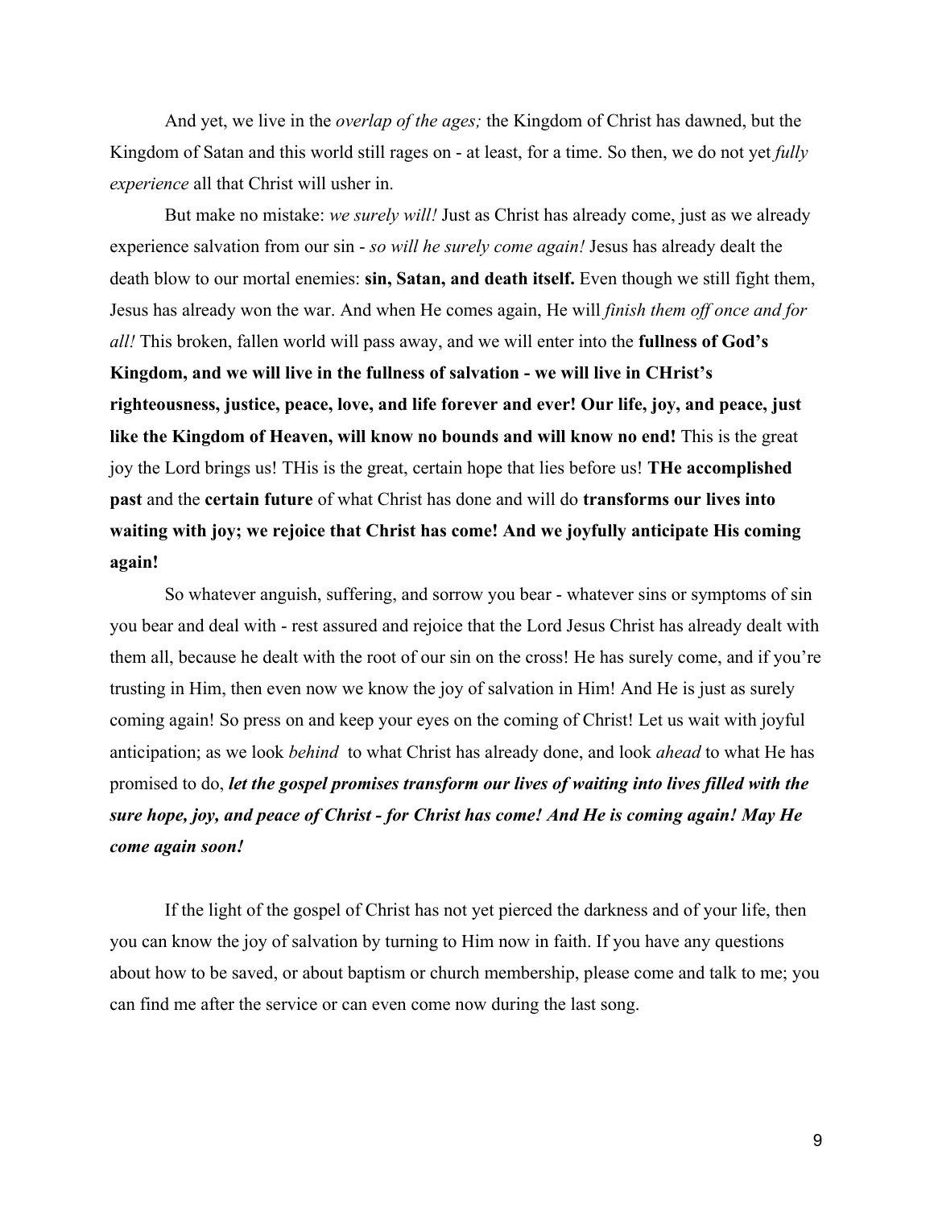And yet, we live in the *overlap of the ages;* the Kingdom of Christ has dawned, but the Kingdom of Satan and this world still rages on - at least, for a time. So then, we do not yet *fully experience* all that Christ will usher in.

But make no mistake: *we surely will!* Just as Christ has already come, just as we already experience salvation from our sin - *so will he surely come again!* Jesus has already dealt the death blow to our mortal enemies: **sin, Satan, and death itself.** Even though we still fight them, Jesus has already won the war. And when He comes again, He will *finish them off once and for all!* This broken, fallen world will pass away, and we will enter into the **fullness of God's Kingdom, and we will live in the fullness of salvation - we will live in CHrist's righteousness, justice, peace, love, and life forever and ever! Our life, joy, and peace, just like the Kingdom of Heaven, will know no bounds and will know no end!** This is the great joy the Lord brings us! THis is the great, certain hope that lies before us! **THe accomplished past** and the **certain future** of what Christ has done and will do **transforms our lives into waiting with joy; we rejoice that Christ has come! And we joyfully anticipate His coming again!**

So whatever anguish, suffering, and sorrow you bear - whatever sins or symptoms of sin you bear and deal with - rest assured and rejoice that the Lord Jesus Christ has already dealt with them all, because he dealt with the root of our sin on the cross! He has surely come, and if you're trusting in Him, then even now we know the joy of salvation in Him! And He is just as surely coming again! So press on and keep your eyes on the coming of Christ! Let us wait with joyful anticipation; as we look *behind* to what Christ has already done, and look *ahead* to what He has promised to do, ***let the gospel promises transform our lives of waiting into lives filled with the sure hope, joy, and peace of Christ - for Christ has come! And He is coming again! May He come again soon!***

If the light of the gospel of Christ has not yet pierced the darkness and of your life, then you can know the joy of salvation by turning to Him now in faith. If you have any questions about how to be saved, or about baptism or church membership, please come and talk to me; you can find me after the service or can even come now during the last song.